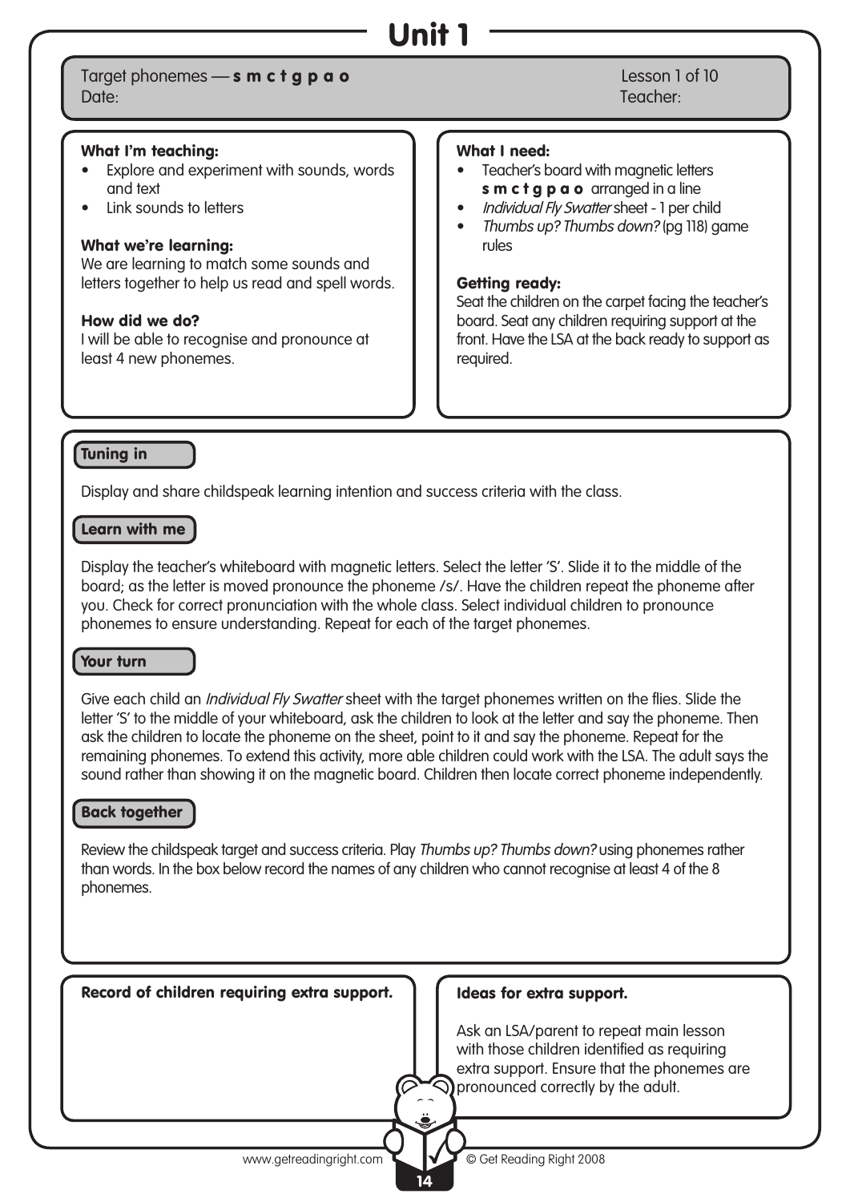# Unit 1

Target phonemes — **s m c t g p a o**
Date:

Lesson 1 of 10
Teacher:

**What I'm teaching:**

- Explore and experiment with sounds, words and text
- Link sounds to letters

**What we're learning:**
We are learning to match some sounds and letters together to help us read and spell words.

**How did we do?**
I will be able to recognise and pronounce at least 4 new phonemes.

**What I need:**

- Teacher's board with magnetic letters **s m c t g p a o** arranged in a line
- *Individual Fly Swatter* sheet - 1 per child
- *Thumbs up? Thumbs down?* (pg 118) game rules

**Getting ready:**
Seat the children on the carpet facing the teacher's board. Seat any children requiring support at the front. Have the LSA at the back ready to support as required.

**Tuning in**

Display and share childspeak learning intention and success criteria with the class.

**Learn with me**

Display the teacher's whiteboard with magnetic letters. Select the letter 'S'. Slide it to the middle of the board; as the letter is moved pronounce the phoneme /s/. Have the children repeat the phoneme after you. Check for correct pronunciation with the whole class. Select individual children to pronounce phonemes to ensure understanding. Repeat for each of the target phonemes.

**Your turn**

Give each child an *Individual Fly Swatter* sheet with the target phonemes written on the flies. Slide the letter 'S' to the middle of your whiteboard, ask the children to look at the letter and say the phoneme. Then ask the children to locate the phoneme on the sheet, point to it and say the phoneme. Repeat for the remaining phonemes. To extend this activity, more able children could work with the LSA. The adult says the sound rather than showing it on the magnetic board. Children then locate correct phoneme independently.

**Back together**

Review the childspeak target and success criteria. Play *Thumbs up? Thumbs down?* using phonemes rather than words. In the box below record the names of any children who cannot recognise at least 4 of the 8 phonemes.

**Record of children requiring extra support.**

**Ideas for extra support.**

Ask an LSA/parent to repeat main lesson with those children identified as requiring extra support. Ensure that the phonemes are pronounced correctly by the adult.

www.getreadingright.com © Get Reading Right 2008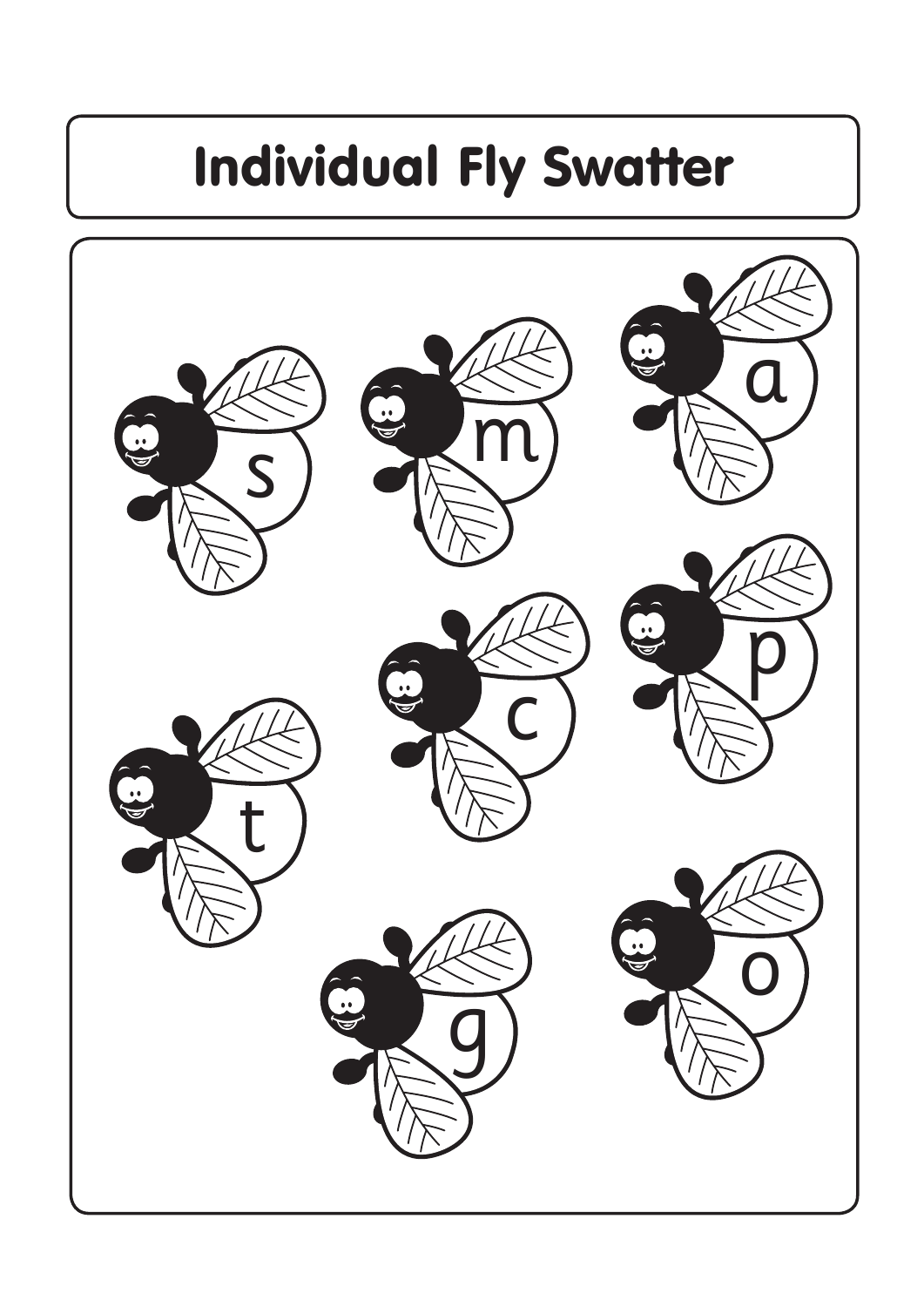# Individual Fly Swatter

s m a

c p

t

g o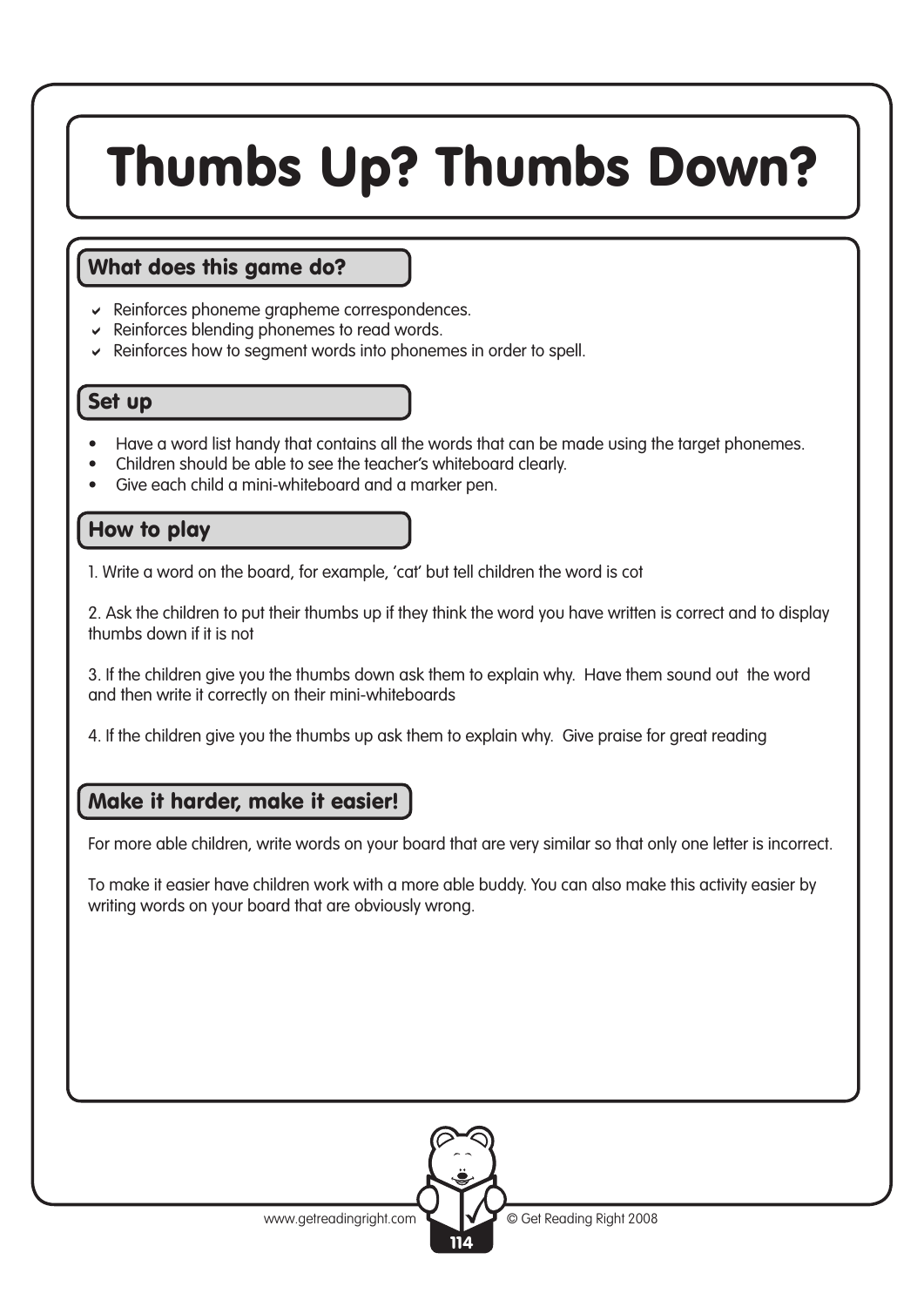# Thumbs Up? Thumbs Down?

## What does this game do?

- Reinforces phoneme grapheme correspondences.
- Reinforces blending phonemes to read words.
- Reinforces how to segment words into phonemes in order to spell.

## Set up

- Have a word list handy that contains all the words that can be made using the target phonemes.
- Children should be able to see the teacher's whiteboard clearly.
- Give each child a mini-whiteboard and a marker pen.

## How to play

1. Write a word on the board, for example, 'cat' but tell children the word is cot

2. Ask the children to put their thumbs up if they think the word you have written is correct and to display thumbs down if it is not

3. If the children give you the thumbs down ask them to explain why. Have them sound out the word and then write it correctly on their mini-whiteboards

4. If the children give you the thumbs up ask them to explain why. Give praise for great reading

## Make it harder, make it easier!

For more able children, write words on your board that are very similar so that only one letter is incorrect.

To make it easier have children work with a more able buddy. You can also make this activity easier by writing words on your board that are obviously wrong.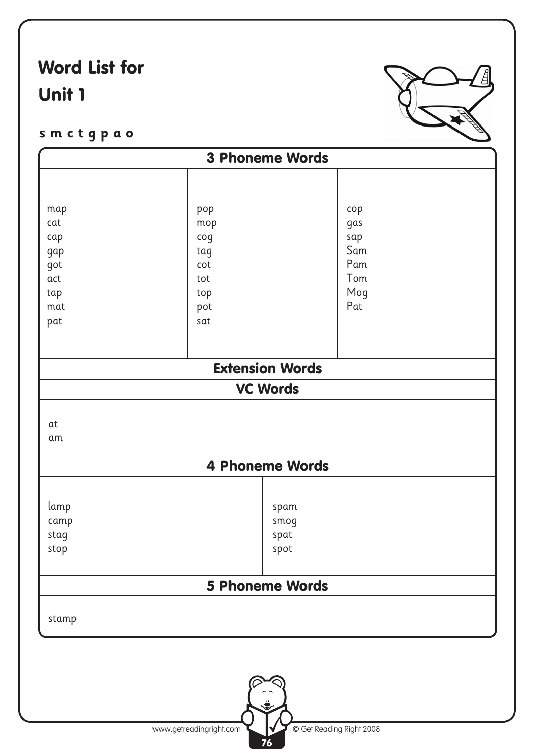# Word List for Unit 1

**s m c t g p a o**

| 3 Phoneme Words | | |
|---|---|---|
| map | pop | cop |
| cat | mop | gas |
| cap | cog | sap |
| gap | tag | Sam |
| got | cot | Pam |
| act | tot | Tom |
| tap | top | Mog |
| mat | pot | Pat |
| pat | sat | |

## Extension Words

### VC Words

at
am

### 4 Phoneme Words

| | |
|---|---|
| lamp | spam |
| camp | smog |
| stag | spat |
| stop | spot |

### 5 Phoneme Words

stamp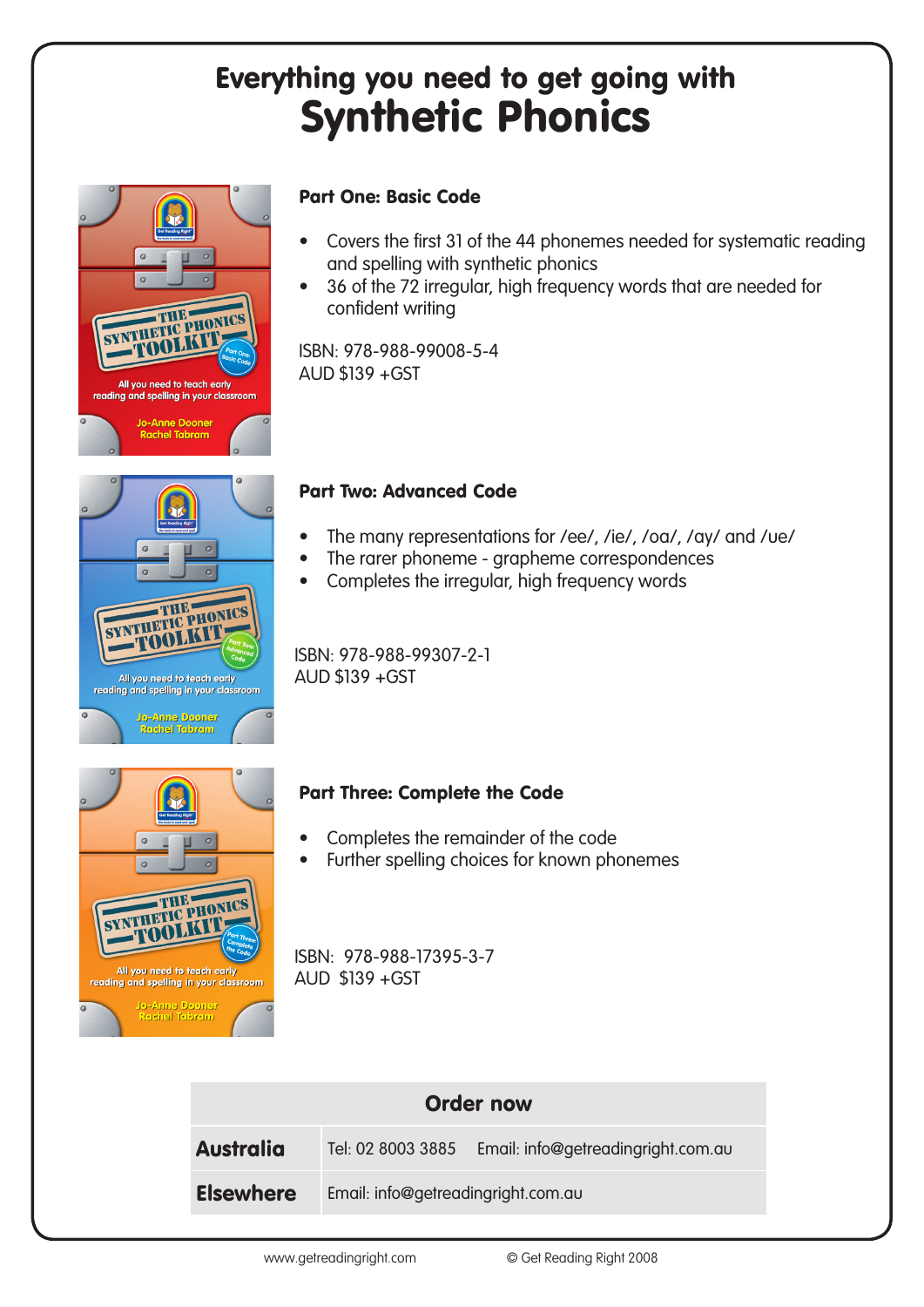# Everything you need to get going with Synthetic Phonics

### Part One: Basic Code

- Covers the first 31 of the 44 phonemes needed for systematic reading and spelling with synthetic phonics
- 36 of the 72 irregular, high frequency words that are needed for confident writing

ISBN: 978-988-99008-5-4
AUD $139 +GST

### Part Two: Advanced Code

- The many representations for /ee/, /ie/, /oa/, /ay/ and /ue/
- The rarer phoneme - grapheme correspondences
- Completes the irregular, high frequency words

ISBN: 978-988-99307-2-1
AUD $139 +GST

### Part Three: Complete the Code

- Completes the remainder of the code
- Further spelling choices for known phonemes

ISBN: 978-988-17395-3-7
AUD $139 +GST

| Order now | |
|---|---|
| **Australia** | Tel: 02 8003 3885 Email: info@getreadingright.com.au |
| **Elsewhere** | Email: info@getreadingright.com.au |

www.getreadingright.com © Get Reading Right 2008